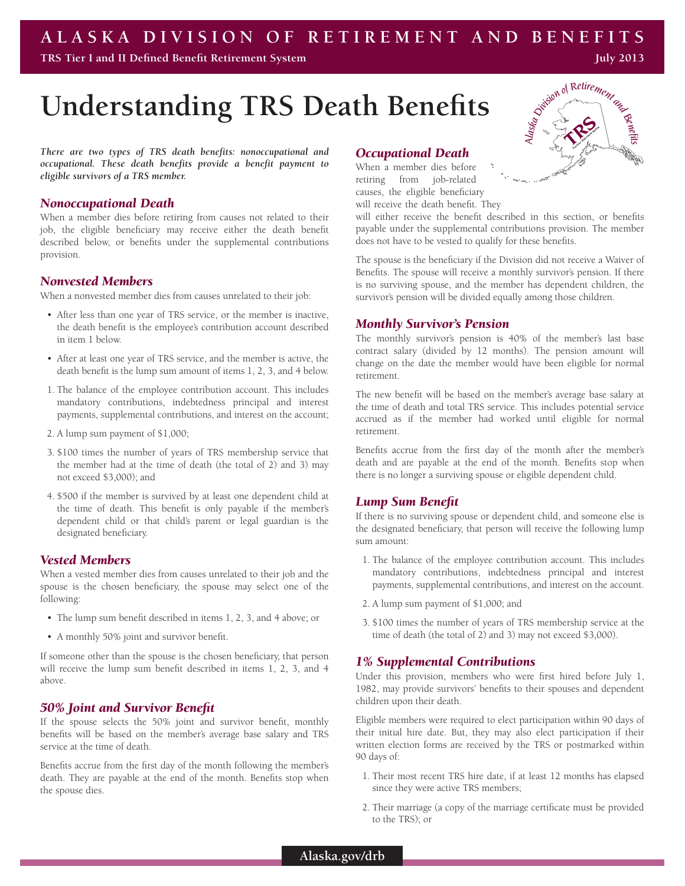# Understanding TRS Death Benefits

***There are two types of TRS death benefits: nonoccupational and occupational. These death benefits provide a benefit payment to eligible survivors of a TRS member.***

## *Nonoccupational Death*

When a member dies before retiring from causes not related to their job, the eligible beneficiary may receive either the death benefit described below, or benefits under the supplemental contributions provision.

## *Nonvested Members*

When a nonvested member dies from causes unrelated to their job:

- After less than one year of TRS service, or the member is inactive, the death benefit is the employee's contribution account described in item 1 below.
- After at least one year of TRS service, and the member is active, the death benefit is the lump sum amount of items 1, 2, 3, and 4 below.

1. The balance of the employee contribution account. This includes mandatory contributions, indebtedness principal and interest payments, supplemental contributions, and interest on the account;
2. A lump sum payment of $1,000;
3. $100 times the number of years of TRS membership service that the member had at the time of death (the total of 2) and 3) may not exceed $3,000); and
4. $500 if the member is survived by at least one dependent child at the time of death. This benefit is only payable if the member's dependent child or that child's parent or legal guardian is the designated beneficiary.

## *Vested Members*

When a vested member dies from causes unrelated to their job and the spouse is the chosen beneficiary, the spouse may select one of the following:

- The lump sum benefit described in items 1, 2, 3, and 4 above; or
- A monthly 50% joint and survivor benefit.

If someone other than the spouse is the chosen beneficiary, that person will receive the lump sum benefit described in items 1, 2, 3, and 4 above.

## *50% Joint and Survivor Benefit*

If the spouse selects the 50% joint and survivor benefit, monthly benefits will be based on the member's average base salary and TRS service at the time of death.

Benefits accrue from the first day of the month following the member's death. They are payable at the end of the month. Benefits stop when the spouse dies.

## *Occupational Death*

When a member dies before retiring from job-related causes, the eligible beneficiary will receive the death benefit. They will either receive the benefit described in this section, or benefits payable under the supplemental contributions provision. The member does not have to be vested to qualify for these benefits.

The spouse is the beneficiary if the Division did not receive a Waiver of Benefits. The spouse will receive a monthly survivor's pension. If there is no surviving spouse, and the member has dependent children, the survivor's pension will be divided equally among those children.

## *Monthly Survivor's Pension*

The monthly survivor's pension is 40% of the member's last base contract salary (divided by 12 months). The pension amount will change on the date the member would have been eligible for normal retirement.

The new benefit will be based on the member's average base salary at the time of death and total TRS service. This includes potential service accrued as if the member had worked until eligible for normal retirement.

Benefits accrue from the first day of the month after the member's death and are payable at the end of the month. Benefits stop when there is no longer a surviving spouse or eligible dependent child.

## *Lump Sum Benefit*

If there is no surviving spouse or dependent child, and someone else is the designated beneficiary, that person will receive the following lump sum amount:

1. The balance of the employee contribution account. This includes mandatory contributions, indebtedness principal and interest payments, supplemental contributions, and interest on the account.
2. A lump sum payment of $1,000; and
3. $100 times the number of years of TRS membership service at the time of death (the total of 2) and 3) may not exceed $3,000).

## *1% Supplemental Contributions*

Under this provision, members who were first hired before July 1, 1982, may provide survivors' benefits to their spouses and dependent children upon their death.

Eligible members were required to elect participation within 90 days of their initial hire date. But, they may also elect participation if their written election forms are received by the TRS or postmarked within 90 days of:

1. Their most recent TRS hire date, if at least 12 months has elapsed since they were active TRS members;
2. Their marriage (a copy of the marriage certificate must be provided to the TRS); or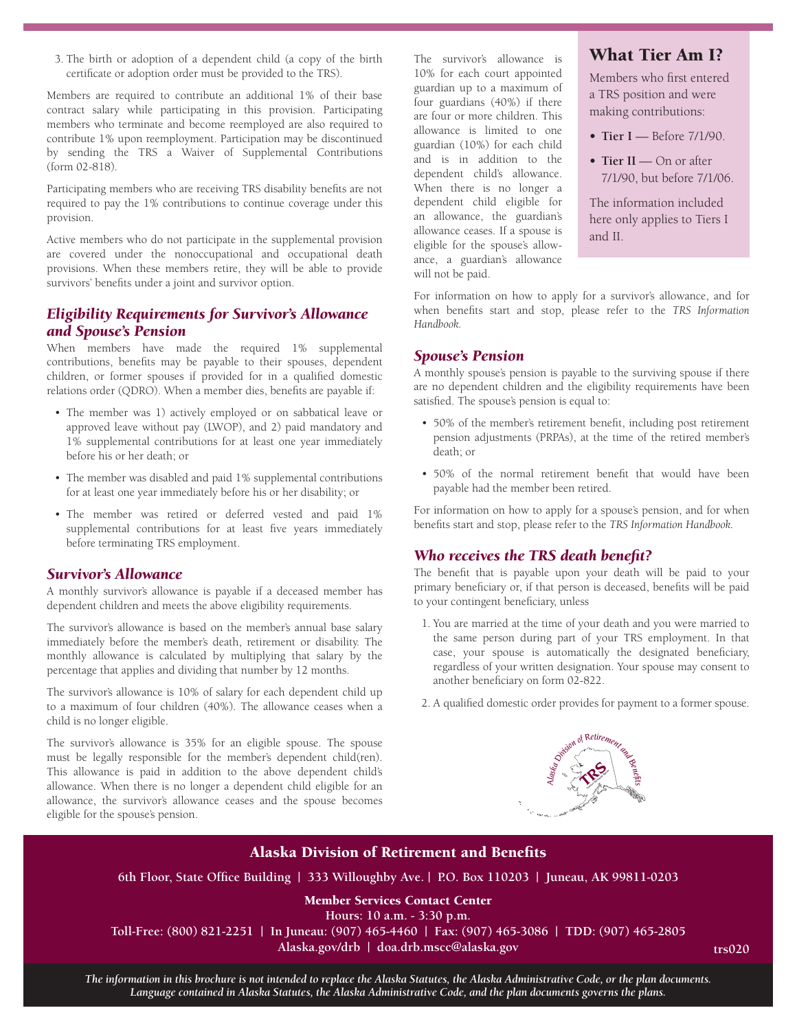3. The birth or adoption of a dependent child (a copy of the birth certificate or adoption order must be provided to the TRS).

Members are required to contribute an additional 1% of their base contract salary while participating in this provision. Participating members who terminate and become reemployed are also required to contribute 1% upon reemployment. Participation may be discontinued by sending the TRS a Waiver of Supplemental Contributions (form 02-818).

Participating members who are receiving TRS disability benefits are not required to pay the 1% contributions to continue coverage under this provision.

Active members who do not participate in the supplemental provision are covered under the nonoccupational and occupational death provisions. When these members retire, they will be able to provide survivors' benefits under a joint and survivor option.

## *Eligibility Requirements for Survivor's Allowance and Spouse's Pension*

When members have made the required 1% supplemental contributions, benefits may be payable to their spouses, dependent children, or former spouses if provided for in a qualified domestic relations order (QDRO). When a member dies, benefits are payable if:

- The member was 1) actively employed or on sabbatical leave or approved leave without pay (LWOP), and 2) paid mandatory and 1% supplemental contributions for at least one year immediately before his or her death; or
- The member was disabled and paid 1% supplemental contributions for at least one year immediately before his or her disability; or
- The member was retired or deferred vested and paid 1% supplemental contributions for at least five years immediately before terminating TRS employment.

## *Survivor's Allowance*

A monthly survivor's allowance is payable if a deceased member has dependent children and meets the above eligibility requirements.

The survivor's allowance is based on the member's annual base salary immediately before the member's death, retirement or disability. The monthly allowance is calculated by multiplying that salary by the percentage that applies and dividing that number by 12 months.

The survivor's allowance is 10% of salary for each dependent child up to a maximum of four children (40%). The allowance ceases when a child is no longer eligible.

The survivor's allowance is 35% for an eligible spouse. The spouse must be legally responsible for the member's dependent child(ren). This allowance is paid in addition to the above dependent child's allowance. When there is no longer a dependent child eligible for an allowance, the survivor's allowance ceases and the spouse becomes eligible for the spouse's pension.

The survivor's allowance is 10% for each court appointed guardian up to a maximum of four guardians (40%) if there are four or more children. This allowance is limited to one guardian (10%) for each child and is in addition to the dependent child's allowance. When there is no longer a dependent child eligible for an allowance, the guardian's allowance ceases. If a spouse is eligible for the spouse's allowance, a guardian's allowance will not be paid.

## What Tier Am I?

Members who first entered a TRS position and were making contributions:

- **Tier I —** Before 7/1/90.
- **Tier II —** On or after 7/1/90, but before 7/1/06.

The information included here only applies to Tiers I and II.

For information on how to apply for a survivor's allowance, and for when benefits start and stop, please refer to the *TRS Information Handbook.*

## *Spouse's Pension*

A monthly spouse's pension is payable to the surviving spouse if there are no dependent children and the eligibility requirements have been satisfied. The spouse's pension is equal to:

- 50% of the member's retirement benefit, including post retirement pension adjustments (PRPAs), at the time of the retired member's death; or
- 50% of the normal retirement benefit that would have been payable had the member been retired.

For information on how to apply for a spouse's pension, and for when benefits start and stop, please refer to the *TRS Information Handbook.*

## *Who receives the TRS death benefit?*

The benefit that is payable upon your death will be paid to your primary beneficiary or, if that person is deceased, benefits will be paid to your contingent beneficiary, unless

1. You are married at the time of your death and you were married to the same person during part of your TRS employment. In that case, your spouse is automatically the designated beneficiary, regardless of your written designation. Your spouse may consent to another beneficiary on form 02-822.
2. A qualified domestic order provides for payment to a former spouse.

**Alaska Division of Retirement and Benefits**

**6th Floor, State Office Building | 333 Willoughby Ave. | P.O. Box 110203 | Juneau, AK 99811-0203**

**Member Services Contact Center**
**Hours: 10 a.m. - 3:30 p.m.**
**Toll-Free: (800) 821-2251 | In Juneau: (907) 465-4460 | Fax: (907) 465-3086 | TDD: (907) 465-2805**
**Alaska.gov/drb | doa.drb.mscc@alaska.gov**

**trs020**

*The information in this brochure is not intended to replace the Alaska Statutes, the Alaska Administrative Code, or the plan documents. Language contained in Alaska Statutes, the Alaska Administrative Code, and the plan documents governs the plans.*